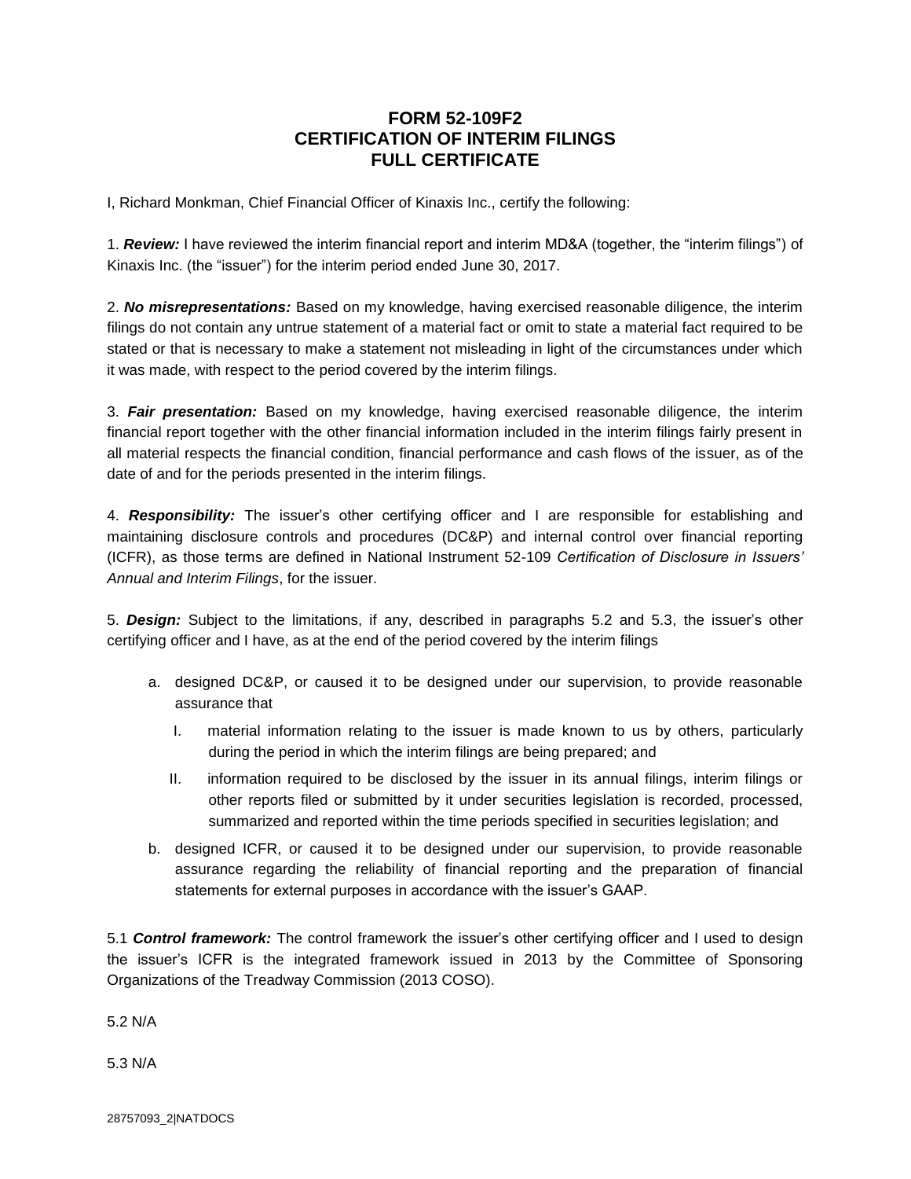# FORM 52-109F2
# CERTIFICATION OF INTERIM FILINGS
# FULL CERTIFICATE

I, Richard Monkman, Chief Financial Officer of Kinaxis Inc., certify the following:

1. ***Review:*** I have reviewed the interim financial report and interim MD&A (together, the "interim filings") of Kinaxis Inc. (the "issuer") for the interim period ended June 30, 2017.

2. ***No misrepresentations:*** Based on my knowledge, having exercised reasonable diligence, the interim filings do not contain any untrue statement of a material fact or omit to state a material fact required to be stated or that is necessary to make a statement not misleading in light of the circumstances under which it was made, with respect to the period covered by the interim filings.

3. ***Fair presentation:*** Based on my knowledge, having exercised reasonable diligence, the interim financial report together with the other financial information included in the interim filings fairly present in all material respects the financial condition, financial performance and cash flows of the issuer, as of the date of and for the periods presented in the interim filings.

4. ***Responsibility:*** The issuer's other certifying officer and I are responsible for establishing and maintaining disclosure controls and procedures (DC&P) and internal control over financial reporting (ICFR), as those terms are defined in National Instrument 52-109 *Certification of Disclosure in Issuers' Annual and Interim Filings*, for the issuer.

5. ***Design:*** Subject to the limitations, if any, described in paragraphs 5.2 and 5.3, the issuer's other certifying officer and I have, as at the end of the period covered by the interim filings

   a. designed DC&P, or caused it to be designed under our supervision, to provide reasonable assurance that

      I. material information relating to the issuer is made known to us by others, particularly during the period in which the interim filings are being prepared; and

      II. information required to be disclosed by the issuer in its annual filings, interim filings or other reports filed or submitted by it under securities legislation is recorded, processed, summarized and reported within the time periods specified in securities legislation; and

   b. designed ICFR, or caused it to be designed under our supervision, to provide reasonable assurance regarding the reliability of financial reporting and the preparation of financial statements for external purposes in accordance with the issuer's GAAP.

5.1 ***Control framework:*** The control framework the issuer's other certifying officer and I used to design the issuer's ICFR is the integrated framework issued in 2013 by the Committee of Sponsoring Organizations of the Treadway Commission (2013 COSO).

5.2 N/A

5.3 N/A

28757093_2|NATDOCS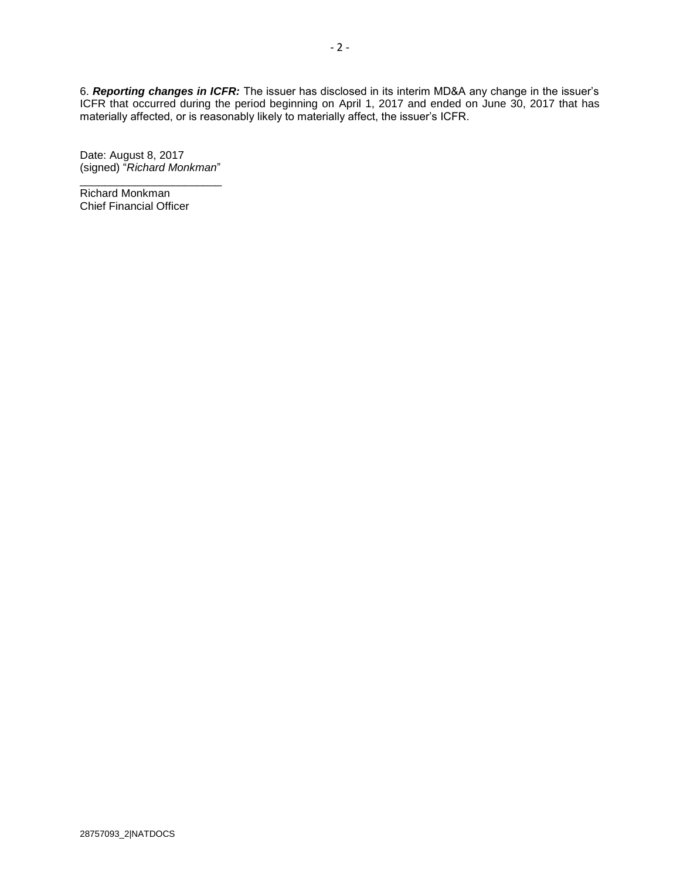6. ***Reporting changes in ICFR:*** The issuer has disclosed in its interim MD&A any change in the issuer's ICFR that occurred during the period beginning on April 1, 2017 and ended on June 30, 2017 that has materially affected, or is reasonably likely to materially affect, the issuer's ICFR.

Date: August 8, 2017
(signed) "*Richard Monkman*"

_______________________
Richard Monkman
Chief Financial Officer

28757093_2|NATDOCS